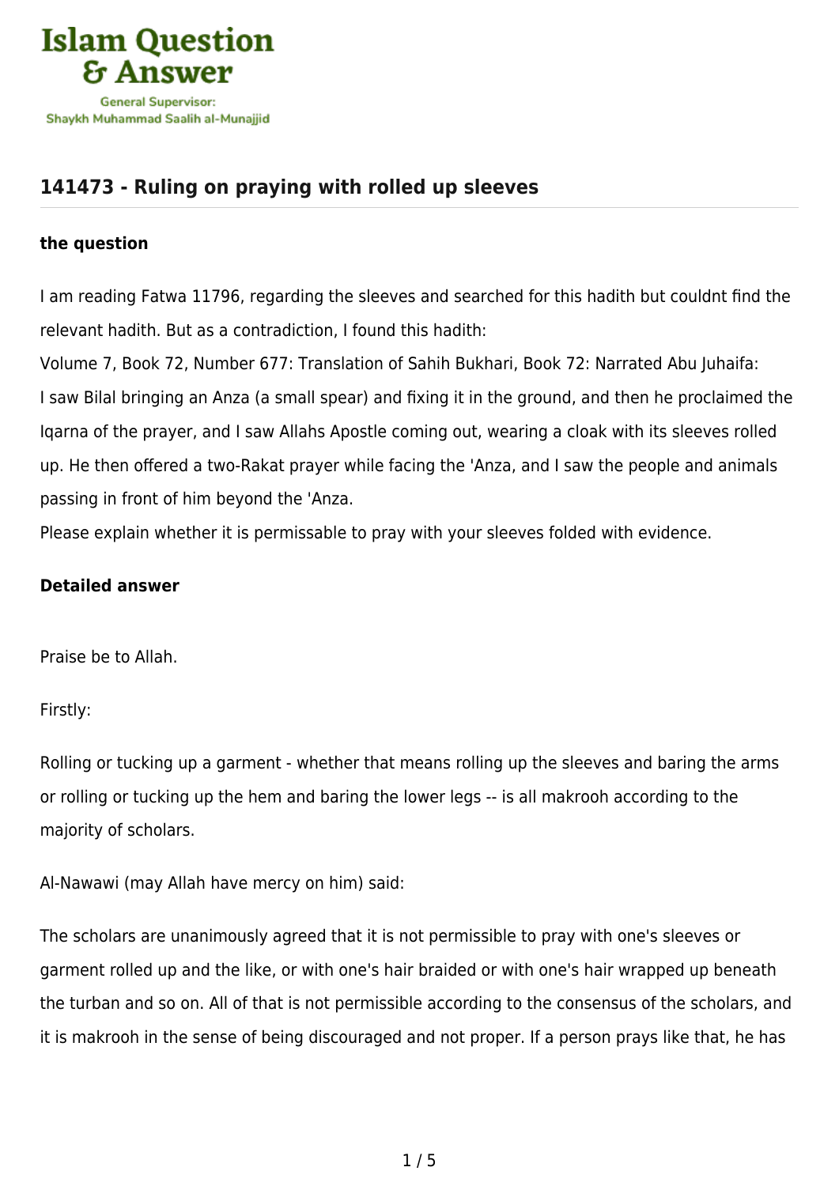## 141473 - Ruling on praying with rolled up sleeves

**the question**

I am reading Fatwa 11796, regarding the sleeves and searched for this hadith but couldnt find the relevant hadith. But as a contradiction, I found this hadith:
Volume 7, Book 72, Number 677: Translation of Sahih Bukhari, Book 72: Narrated Abu Juhaifa:
I saw Bilal bringing an Anza (a small spear) and fixing it in the ground, and then he proclaimed the Iqarna of the prayer, and I saw Allahs Apostle coming out, wearing a cloak with its sleeves rolled up. He then offered a two-Rakat prayer while facing the 'Anza, and I saw the people and animals passing in front of him beyond the 'Anza.
Please explain whether it is permissable to pray with your sleeves folded with evidence.

**Detailed answer**

Praise be to Allah.

Firstly:

Rolling or tucking up a garment - whether that means rolling up the sleeves and baring the arms or rolling or tucking up the hem and baring the lower legs -- is all makrooh according to the majority of scholars.

Al-Nawawi (may Allah have mercy on him) said:

The scholars are unanimously agreed that it is not permissible to pray with one's sleeves or garment rolled up and the like, or with one's hair braided or with one's hair wrapped up beneath the turban and so on. All of that is not permissible according to the consensus of the scholars, and it is makrooh in the sense of being discouraged and not proper. If a person prays like that, he has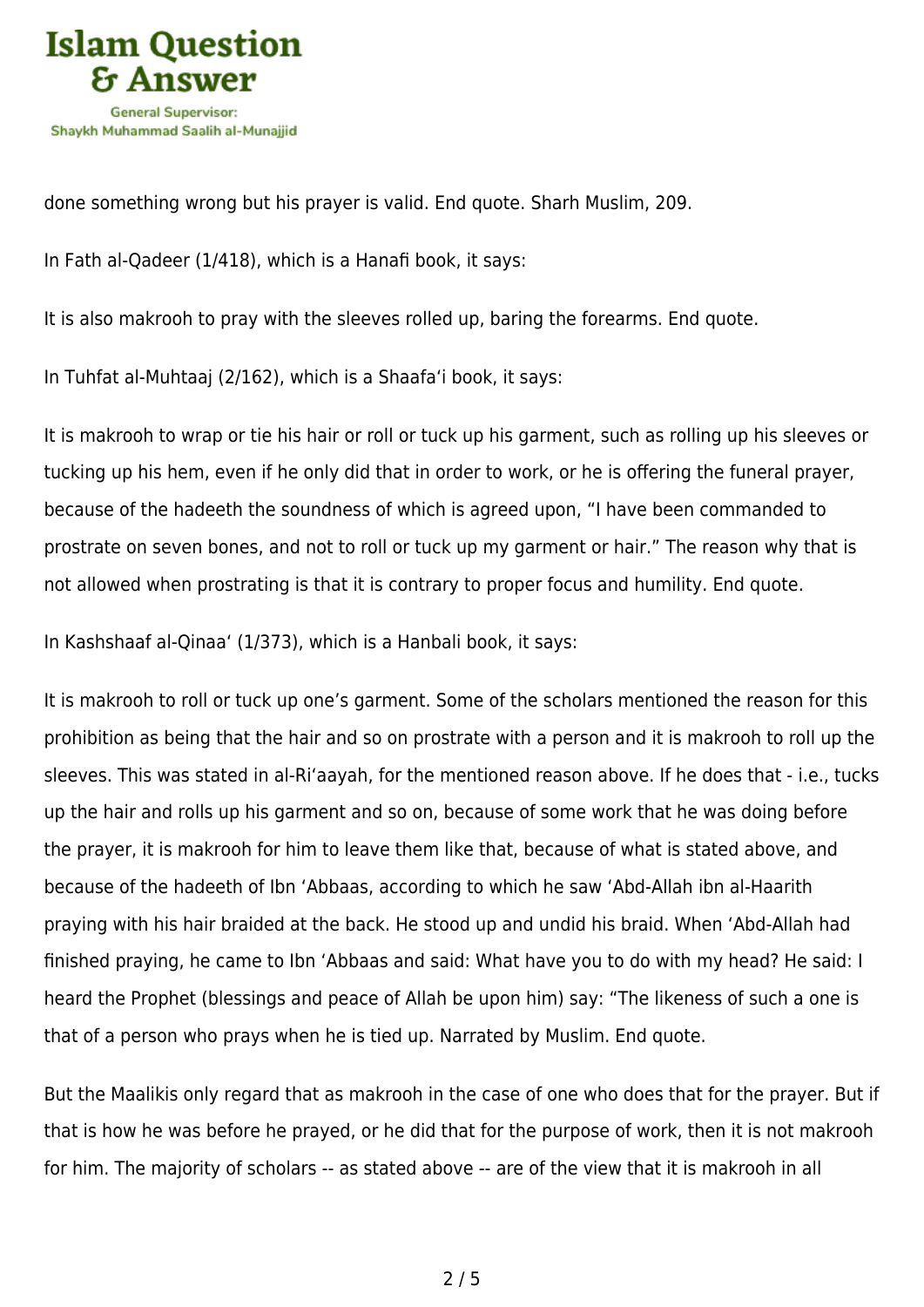done something wrong but his prayer is valid. End quote. Sharh Muslim, 209.

In Fath al-Qadeer (1/418), which is a Hanafi book, it says:

It is also makrooh to pray with the sleeves rolled up, baring the forearms. End quote.

In Tuhfat al-Muhtaaj (2/162), which is a Shaafa'i book, it says:

It is makrooh to wrap or tie his hair or roll or tuck up his garment, such as rolling up his sleeves or tucking up his hem, even if he only did that in order to work, or he is offering the funeral prayer, because of the hadeeth the soundness of which is agreed upon, "I have been commanded to prostrate on seven bones, and not to roll or tuck up my garment or hair." The reason why that is not allowed when prostrating is that it is contrary to proper focus and humility. End quote.

In Kashshaaf al-Qinaa' (1/373), which is a Hanbali book, it says:

It is makrooh to roll or tuck up one's garment. Some of the scholars mentioned the reason for this prohibition as being that the hair and so on prostrate with a person and it is makrooh to roll up the sleeves. This was stated in al-Ri'aayah, for the mentioned reason above. If he does that - i.e., tucks up the hair and rolls up his garment and so on, because of some work that he was doing before the prayer, it is makrooh for him to leave them like that, because of what is stated above, and because of the hadeeth of Ibn 'Abbaas, according to which he saw 'Abd-Allah ibn al-Haarith praying with his hair braided at the back. He stood up and undid his braid. When 'Abd-Allah had finished praying, he came to Ibn 'Abbaas and said: What have you to do with my head? He said: I heard the Prophet (blessings and peace of Allah be upon him) say: "The likeness of such a one is that of a person who prays when he is tied up. Narrated by Muslim. End quote.

But the Maalikis only regard that as makrooh in the case of one who does that for the prayer. But if that is how he was before he prayed, or he did that for the purpose of work, then it is not makrooh for him. The majority of scholars -- as stated above -- are of the view that it is makrooh in all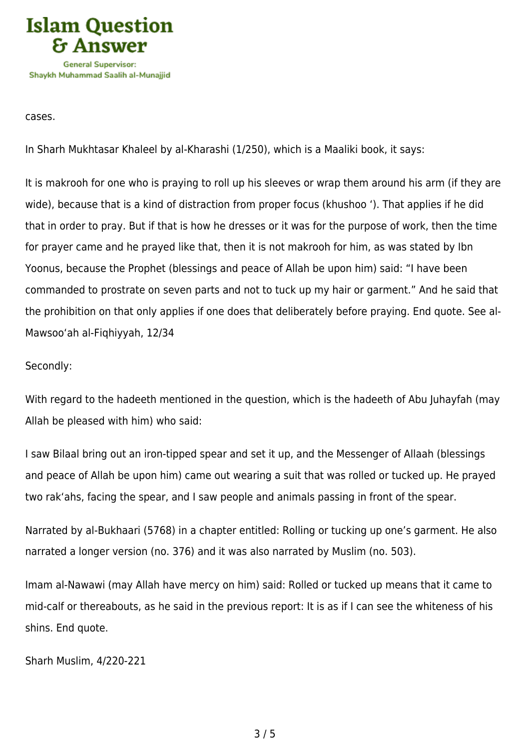cases.

In Sharh Mukhtasar Khaleel by al-Kharashi (1/250), which is a Maaliki book, it says:

It is makrooh for one who is praying to roll up his sleeves or wrap them around his arm (if they are wide), because that is a kind of distraction from proper focus (khushoo ‘). That applies if he did that in order to pray. But if that is how he dresses or it was for the purpose of work, then the time for prayer came and he prayed like that, then it is not makrooh for him, as was stated by Ibn Yoonus, because the Prophet (blessings and peace of Allah be upon him) said: “I have been commanded to prostrate on seven parts and not to tuck up my hair or garment.” And he said that the prohibition on that only applies if one does that deliberately before praying. End quote. See al-Mawsoo‘ah al-Fiqhiyyah, 12/34

Secondly:

With regard to the hadeeth mentioned in the question, which is the hadeeth of Abu Juhayfah (may Allah be pleased with him) who said:

I saw Bilaal bring out an iron-tipped spear and set it up, and the Messenger of Allaah (blessings and peace of Allah be upon him) came out wearing a suit that was rolled or tucked up. He prayed two rak‘ahs, facing the spear, and I saw people and animals passing in front of the spear.

Narrated by al-Bukhaari (5768) in a chapter entitled: Rolling or tucking up one’s garment. He also narrated a longer version (no. 376) and it was also narrated by Muslim (no. 503).

Imam al-Nawawi (may Allah have mercy on him) said: Rolled or tucked up means that it came to mid-calf or thereabouts, as he said in the previous report: It is as if I can see the whiteness of his shins. End quote.

Sharh Muslim, 4/220-221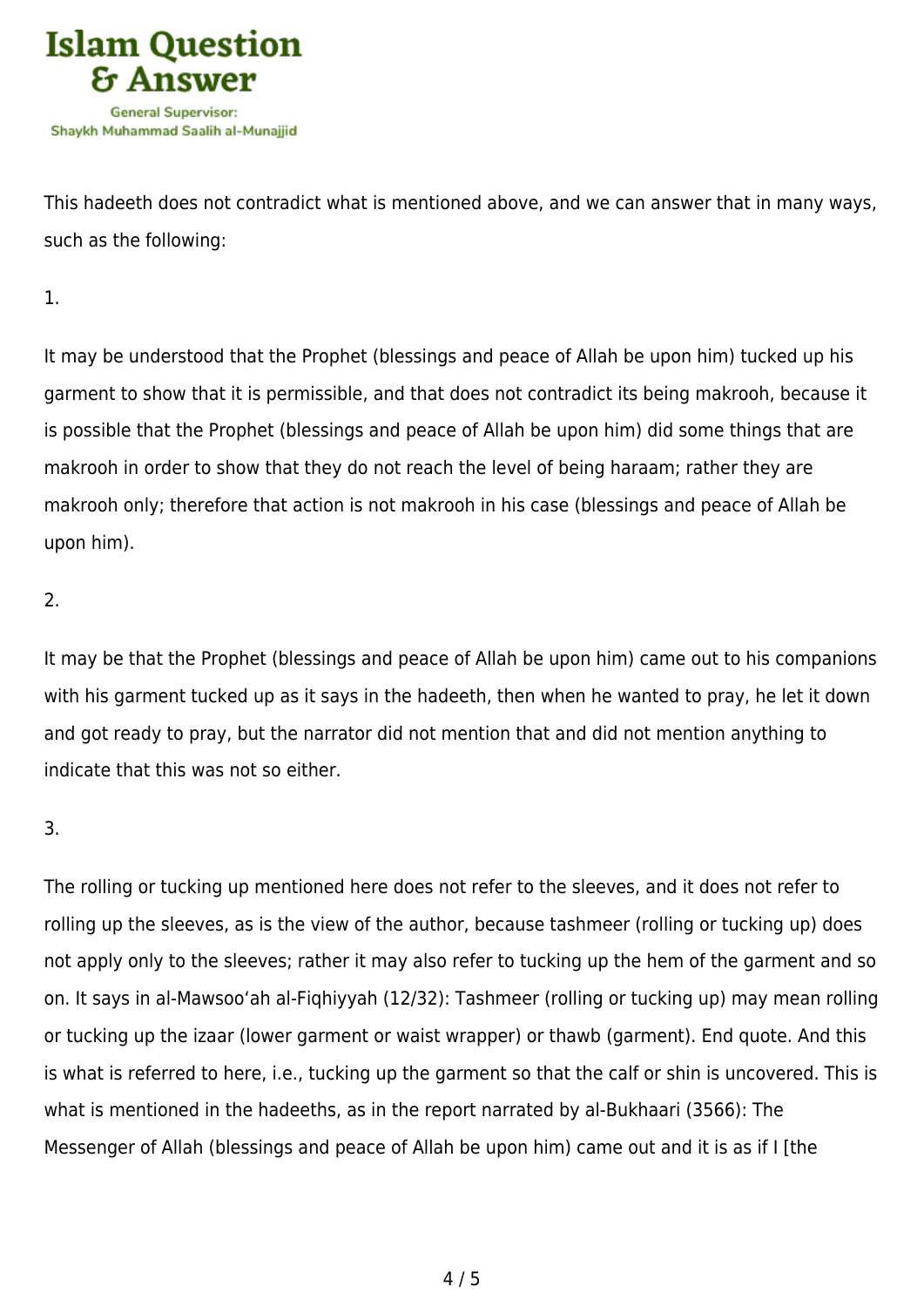This hadeeth does not contradict what is mentioned above, and we can answer that in many ways, such as the following:

1.

It may be understood that the Prophet (blessings and peace of Allah be upon him) tucked up his garment to show that it is permissible, and that does not contradict its being makrooh, because it is possible that the Prophet (blessings and peace of Allah be upon him) did some things that are makrooh in order to show that they do not reach the level of being haraam; rather they are makrooh only; therefore that action is not makrooh in his case (blessings and peace of Allah be upon him).

2.

It may be that the Prophet (blessings and peace of Allah be upon him) came out to his companions with his garment tucked up as it says in the hadeeth, then when he wanted to pray, he let it down and got ready to pray, but the narrator did not mention that and did not mention anything to indicate that this was not so either.

3.

The rolling or tucking up mentioned here does not refer to the sleeves, and it does not refer to rolling up the sleeves, as is the view of the author, because tashmeer (rolling or tucking up) does not apply only to the sleeves; rather it may also refer to tucking up the hem of the garment and so on. It says in al-Mawsoo'ah al-Fiqhiyyah (12/32): Tashmeer (rolling or tucking up) may mean rolling or tucking up the izaar (lower garment or waist wrapper) or thawb (garment). End quote. And this is what is referred to here, i.e., tucking up the garment so that the calf or shin is uncovered. This is what is mentioned in the hadeeths, as in the report narrated by al-Bukhaari (3566): The Messenger of Allah (blessings and peace of Allah be upon him) came out and it is as if I [the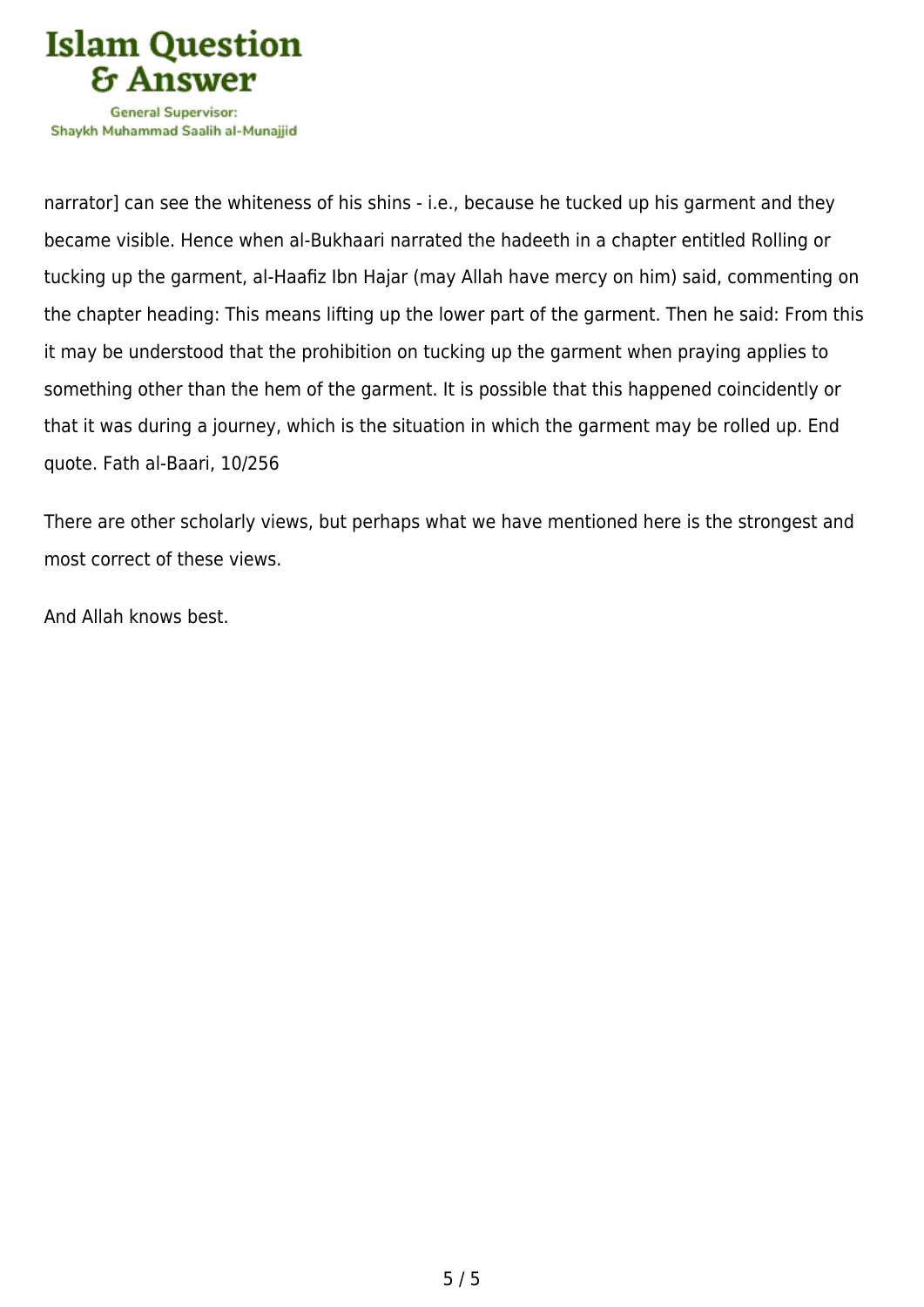narrator] can see the whiteness of his shins - i.e., because he tucked up his garment and they became visible. Hence when al-Bukhaari narrated the hadeeth in a chapter entitled Rolling or tucking up the garment, al-Haafiz Ibn Hajar (may Allah have mercy on him) said, commenting on the chapter heading: This means lifting up the lower part of the garment. Then he said: From this it may be understood that the prohibition on tucking up the garment when praying applies to something other than the hem of the garment. It is possible that this happened coincidently or that it was during a journey, which is the situation in which the garment may be rolled up. End quote. Fath al-Baari, 10/256

There are other scholarly views, but perhaps what we have mentioned here is the strongest and most correct of these views.

And Allah knows best.